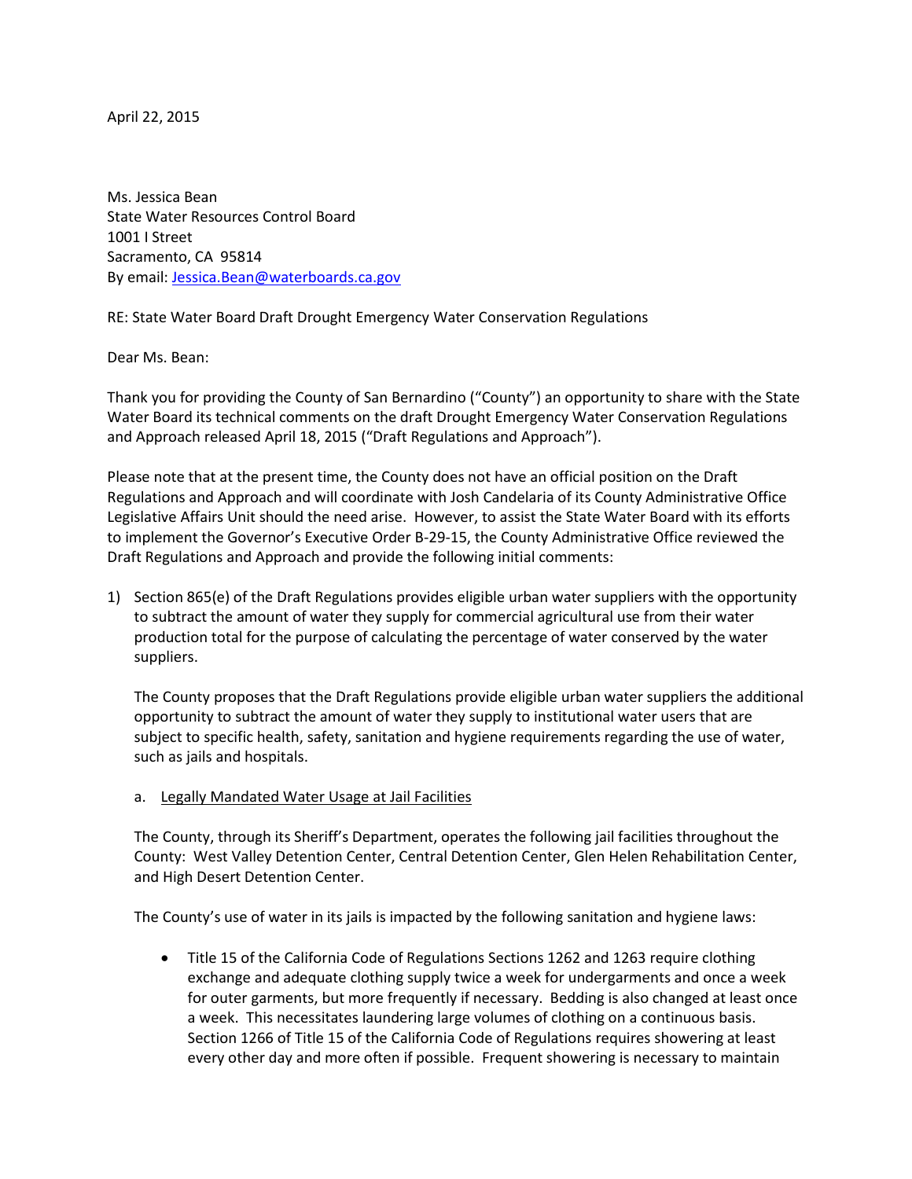April 22, 2015

Ms. Jessica Bean
State Water Resources Control Board
1001 I Street
Sacramento, CA 95814
By email: [Jessica.Bean@waterboards.ca.gov](mailto:Jessica.Bean@waterboards.ca.gov)

RE: State Water Board Draft Drought Emergency Water Conservation Regulations

Dear Ms. Bean:

Thank you for providing the County of San Bernardino ("County") an opportunity to share with the State Water Board its technical comments on the draft Drought Emergency Water Conservation Regulations and Approach released April 18, 2015 ("Draft Regulations and Approach").

Please note that at the present time, the County does not have an official position on the Draft Regulations and Approach and will coordinate with Josh Candelaria of its County Administrative Office Legislative Affairs Unit should the need arise. However, to assist the State Water Board with its efforts to implement the Governor's Executive Order B-29-15, the County Administrative Office reviewed the Draft Regulations and Approach and provide the following initial comments:

1) Section 865(e) of the Draft Regulations provides eligible urban water suppliers with the opportunity to subtract the amount of water they supply for commercial agricultural use from their water production total for the purpose of calculating the percentage of water conserved by the water suppliers.

   The County proposes that the Draft Regulations provide eligible urban water suppliers the additional opportunity to subtract the amount of water they supply to institutional water users that are subject to specific health, safety, sanitation and hygiene requirements regarding the use of water, such as jails and hospitals.

   a. <u>Legally Mandated Water Usage at Jail Facilities</u>

   The County, through its Sheriff's Department, operates the following jail facilities throughout the County: West Valley Detention Center, Central Detention Center, Glen Helen Rehabilitation Center, and High Desert Detention Center.

   The County's use of water in its jails is impacted by the following sanitation and hygiene laws:

   - Title 15 of the California Code of Regulations Sections 1262 and 1263 require clothing exchange and adequate clothing supply twice a week for undergarments and once a week for outer garments, but more frequently if necessary. Bedding is also changed at least once a week. This necessitates laundering large volumes of clothing on a continuous basis. Section 1266 of Title 15 of the California Code of Regulations requires showering at least every other day and more often if possible. Frequent showering is necessary to maintain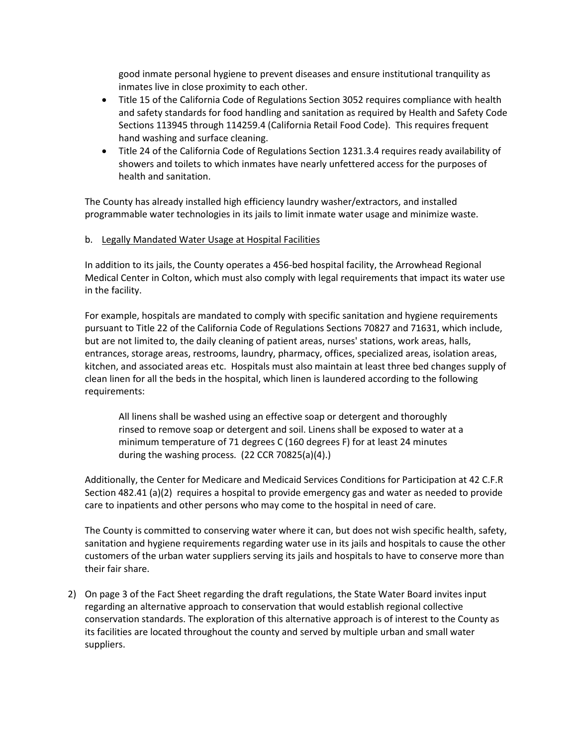good inmate personal hygiene to prevent diseases and ensure institutional tranquility as inmates live in close proximity to each other.

- Title 15 of the California Code of Regulations Section 3052 requires compliance with health and safety standards for food handling and sanitation as required by Health and Safety Code Sections 113945 through 114259.4 (California Retail Food Code). This requires frequent hand washing and surface cleaning.
- Title 24 of the California Code of Regulations Section 1231.3.4 requires ready availability of showers and toilets to which inmates have nearly unfettered access for the purposes of health and sanitation.

The County has already installed high efficiency laundry washer/extractors, and installed programmable water technologies in its jails to limit inmate water usage and minimize waste.

b. Legally Mandated Water Usage at Hospital Facilities

In addition to its jails, the County operates a 456-bed hospital facility, the Arrowhead Regional Medical Center in Colton, which must also comply with legal requirements that impact its water use in the facility.

For example, hospitals are mandated to comply with specific sanitation and hygiene requirements pursuant to Title 22 of the California Code of Regulations Sections 70827 and 71631, which include, but are not limited to, the daily cleaning of patient areas, nurses' stations, work areas, halls, entrances, storage areas, restrooms, laundry, pharmacy, offices, specialized areas, isolation areas, kitchen, and associated areas etc. Hospitals must also maintain at least three bed changes supply of clean linen for all the beds in the hospital, which linen is laundered according to the following requirements:

> All linens shall be washed using an effective soap or detergent and thoroughly rinsed to remove soap or detergent and soil. Linens shall be exposed to water at a minimum temperature of 71 degrees C (160 degrees F) for at least 24 minutes during the washing process. (22 CCR 70825(a)(4).)

Additionally, the Center for Medicare and Medicaid Services Conditions for Participation at 42 C.F.R Section 482.41 (a)(2) requires a hospital to provide emergency gas and water as needed to provide care to inpatients and other persons who may come to the hospital in need of care.

The County is committed to conserving water where it can, but does not wish specific health, safety, sanitation and hygiene requirements regarding water use in its jails and hospitals to cause the other customers of the urban water suppliers serving its jails and hospitals to have to conserve more than their fair share.

2) On page 3 of the Fact Sheet regarding the draft regulations, the State Water Board invites input regarding an alternative approach to conservation that would establish regional collective conservation standards. The exploration of this alternative approach is of interest to the County as its facilities are located throughout the county and served by multiple urban and small water suppliers.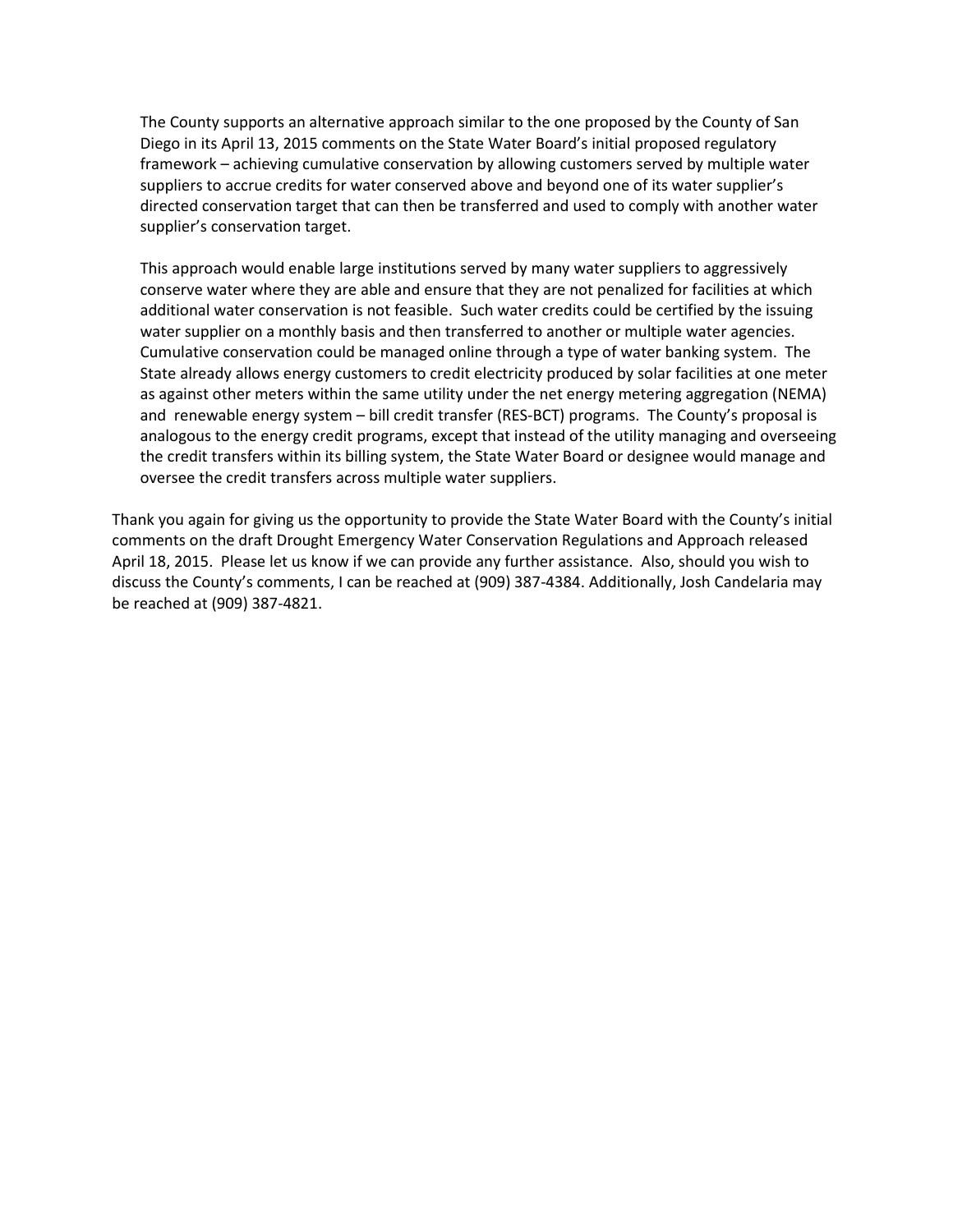The County supports an alternative approach similar to the one proposed by the County of San Diego in its April 13, 2015 comments on the State Water Board's initial proposed regulatory framework – achieving cumulative conservation by allowing customers served by multiple water suppliers to accrue credits for water conserved above and beyond one of its water supplier's directed conservation target that can then be transferred and used to comply with another water supplier's conservation target.

This approach would enable large institutions served by many water suppliers to aggressively conserve water where they are able and ensure that they are not penalized for facilities at which additional water conservation is not feasible. Such water credits could be certified by the issuing water supplier on a monthly basis and then transferred to another or multiple water agencies. Cumulative conservation could be managed online through a type of water banking system. The State already allows energy customers to credit electricity produced by solar facilities at one meter as against other meters within the same utility under the net energy metering aggregation (NEMA) and renewable energy system – bill credit transfer (RES-BCT) programs. The County's proposal is analogous to the energy credit programs, except that instead of the utility managing and overseeing the credit transfers within its billing system, the State Water Board or designee would manage and oversee the credit transfers across multiple water suppliers.

Thank you again for giving us the opportunity to provide the State Water Board with the County's initial comments on the draft Drought Emergency Water Conservation Regulations and Approach released April 18, 2015. Please let us know if we can provide any further assistance. Also, should you wish to discuss the County's comments, I can be reached at (909) 387-4384. Additionally, Josh Candelaria may be reached at (909) 387-4821.